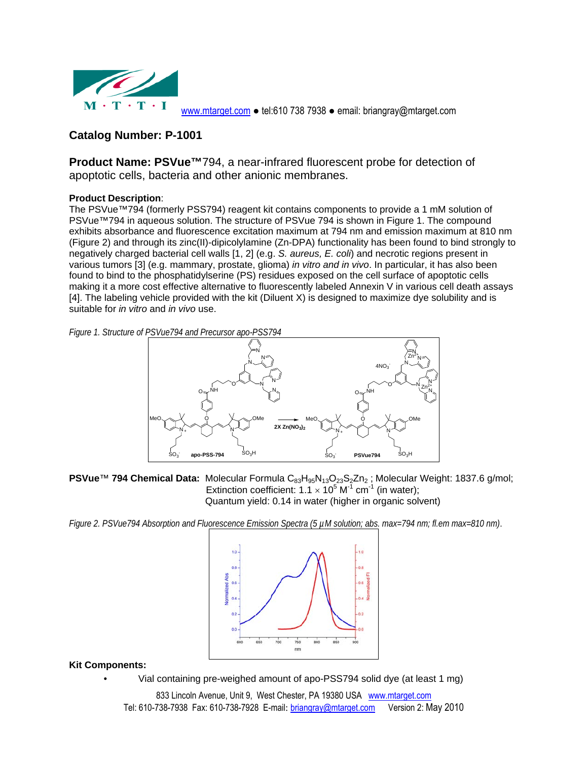www.mtarget.com ● tel:610 738 7938 ● email: briangray@mtarget.com

## Catalog Number: P-1001

**Product Name: PSVue™**794, a near-infrared fluorescent probe for detection of apoptotic cells, bacteria and other anionic membranes.

**Product Description**:
The PSVue™794 (formerly PSS794) reagent kit contains components to provide a 1 mM solution of PSVue™794 in aqueous solution. The structure of PSVue 794 is shown in Figure 1. The compound exhibits absorbance and fluorescence excitation maximum at 794 nm and emission maximum at 810 nm (Figure 2) and through its zinc(II)-dipicolylamine (Zn-DPA) functionality has been found to bind strongly to negatively charged bacterial cell walls [1, 2] (e.g. *S. aureus, E. coli*) and necrotic regions present in various tumors [3] (e.g. mammary, prostate, glioma) *in vitro and in vivo*. In particular, it has also been found to bind to the phosphatidylserine (PS) residues exposed on the cell surface of apoptotic cells making it a more cost effective alternative to fluorescently labeled Annexin V in various cell death assays [4]. The labeling vehicle provided with the kit (Diluent X) is designed to maximize dye solubility and is suitable for *in vitro* and *in vivo* use.

*Figure 1. Structure of PSVue794 and Precursor apo-PSS794*

**PSVue™ 794 Chemical Data:** Molecular Formula $C_{83}H_{95}N_{13}O_{23}S_2Zn_2$ ; Molecular Weight: 1837.6 g/mol; Extinction coefficient: $1.1 \times 10^5$ $M^{-1}$ $cm^{-1}$ (in water); Quantum yield: 0.14 in water (higher in organic solvent)

*Figure 2. PSVue794 Absorption and Fluorescence Emission Spectra (5 μM solution; abs. max=794 nm; fl.em max=810 nm).*

**Kit Components:**

- Vial containing pre-weighed amount of apo-PSS794 solid dye (at least 1 mg)

833 Lincoln Avenue, Unit 9, West Chester, PA 19380 USA www.mtarget.com
Tel: 610-738-7938 Fax: 610-738-7928 E-mail: briangray@mtarget.com Version 2: May 2010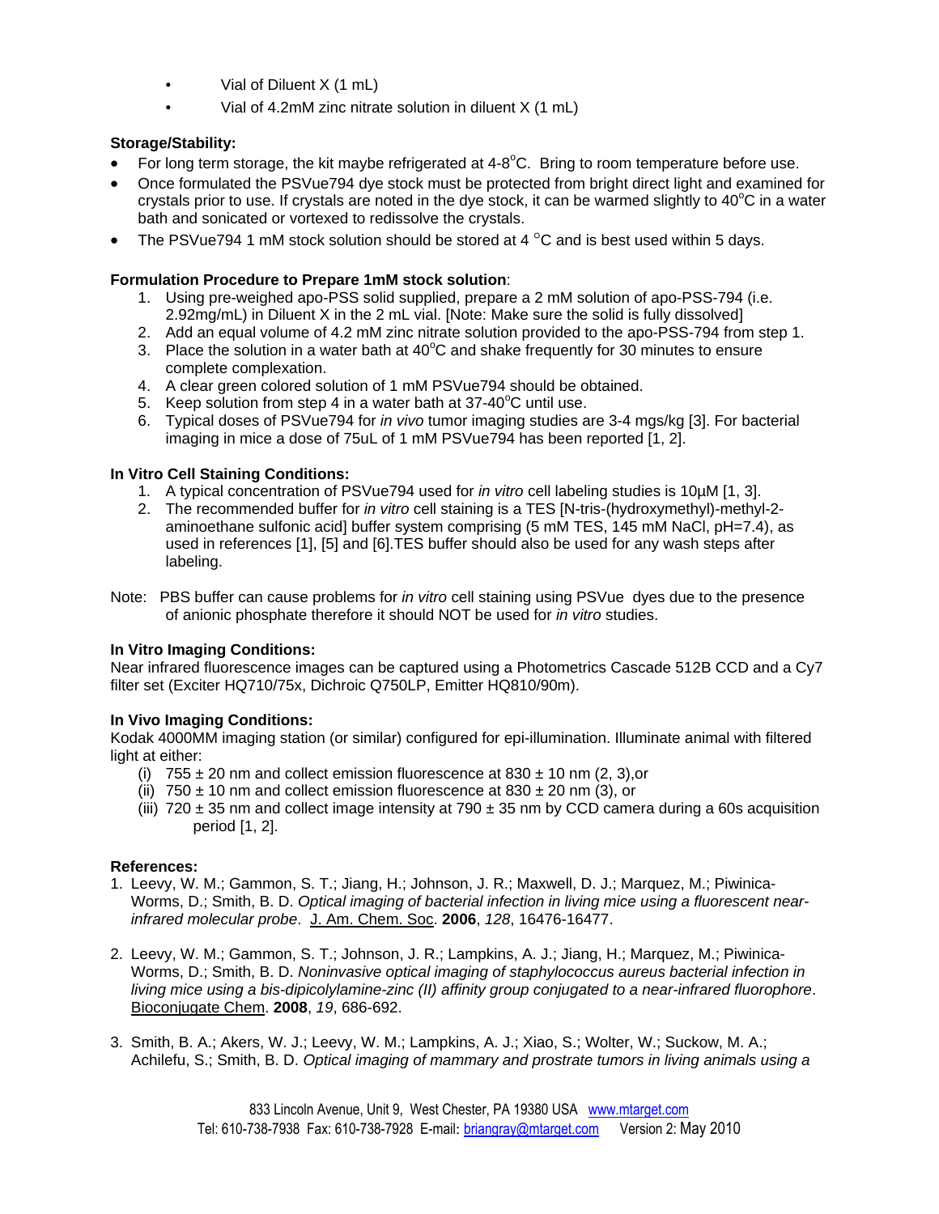- Vial of Diluent X (1 mL)
- Vial of 4.2mM zinc nitrate solution in diluent X (1 mL)

**Storage/Stability:**

- For long term storage, the kit maybe refrigerated at 4-8$^{o}$C. Bring to room temperature before use.
- Once formulated the PSVue794 dye stock must be protected from bright direct light and examined for crystals prior to use. If crystals are noted in the dye stock, it can be warmed slightly to 40$^{o}$C in a water bath and sonicated or vortexed to redissolve the crystals.
- The PSVue794 1 mM stock solution should be stored at 4 $^{o}$C and is best used within 5 days.

**Formulation Procedure to Prepare 1mM stock solution**:

1. Using pre-weighed apo-PSS solid supplied, prepare a 2 mM solution of apo-PSS-794 (i.e. 2.92mg/mL) in Diluent X in the 2 mL vial. [Note: Make sure the solid is fully dissolved]
2. Add an equal volume of 4.2 mM zinc nitrate solution provided to the apo-PSS-794 from step 1.
3. Place the solution in a water bath at 40$^{o}$C and shake frequently for 30 minutes to ensure complete complexation.
4. A clear green colored solution of 1 mM PSVue794 should be obtained.
5. Keep solution from step 4 in a water bath at 37-40$^{o}$C until use.
6. Typical doses of PSVue794 for *in vivo* tumor imaging studies are 3-4 mgs/kg [3]. For bacterial imaging in mice a dose of 75uL of 1 mM PSVue794 has been reported [1, 2].

**In Vitro Cell Staining Conditions:**

1. A typical concentration of PSVue794 used for *in vitro* cell labeling studies is 10µM [1, 3].
2. The recommended buffer for *in vitro* cell staining is a TES [N-tris-(hydroxymethyl)-methyl-2-aminoethane sulfonic acid] buffer system comprising (5 mM TES, 145 mM NaCl, pH=7.4), as used in references [1], [5] and [6].TES buffer should also be used for any wash steps after labeling.

Note: PBS buffer can cause problems for *in vitro* cell staining using PSVue dyes due to the presence of anionic phosphate therefore it should NOT be used for *in vitro* studies.

**In Vitro Imaging Conditions:**

Near infrared fluorescence images can be captured using a Photometrics Cascade 512B CCD and a Cy7 filter set (Exciter HQ710/75x, Dichroic Q750LP, Emitter HQ810/90m).

**In Vivo Imaging Conditions:**

Kodak 4000MM imaging station (or similar) configured for epi-illumination. Illuminate animal with filtered light at either:

(i) 755 ± 20 nm and collect emission fluorescence at 830 ± 10 nm (2, 3),or
(ii) 750 ± 10 nm and collect emission fluorescence at 830 ± 20 nm (3), or
(iii) 720 ± 35 nm and collect image intensity at 790 ± 35 nm by CCD camera during a 60s acquisition period [1, 2].

**References:**

1. Leevy, W. M.; Gammon, S. T.; Jiang, H.; Johnson, J. R.; Maxwell, D. J.; Marquez, M.; Piwinica-Worms, D.; Smith, B. D. *Optical imaging of bacterial infection in living mice using a fluorescent near-infrared molecular probe*. J. Am. Chem. Soc. **2006**, *128*, 16476-16477.

2. Leevy, W. M.; Gammon, S. T.; Johnson, J. R.; Lampkins, A. J.; Jiang, H.; Marquez, M.; Piwinica-Worms, D.; Smith, B. D. *Noninvasive optical imaging of staphylococcus aureus bacterial infection in living mice using a bis-dipicolylamine-zinc (II) affinity group conjugated to a near-infrared fluorophore*. Bioconjugate Chem. **2008**, *19*, 686-692.

3. Smith, B. A.; Akers, W. J.; Leevy, W. M.; Lampkins, A. J.; Xiao, S.; Wolter, W.; Suckow, M. A.; Achilefu, S.; Smith, B. D. *Optical imaging of mammary and prostrate tumors in living animals using a*

833 Lincoln Avenue, Unit 9, West Chester, PA 19380 USA www.mtarget.com
Tel: 610-738-7938 Fax: 610-738-7928 E-mail: briangray@mtarget.com Version 2: May 2010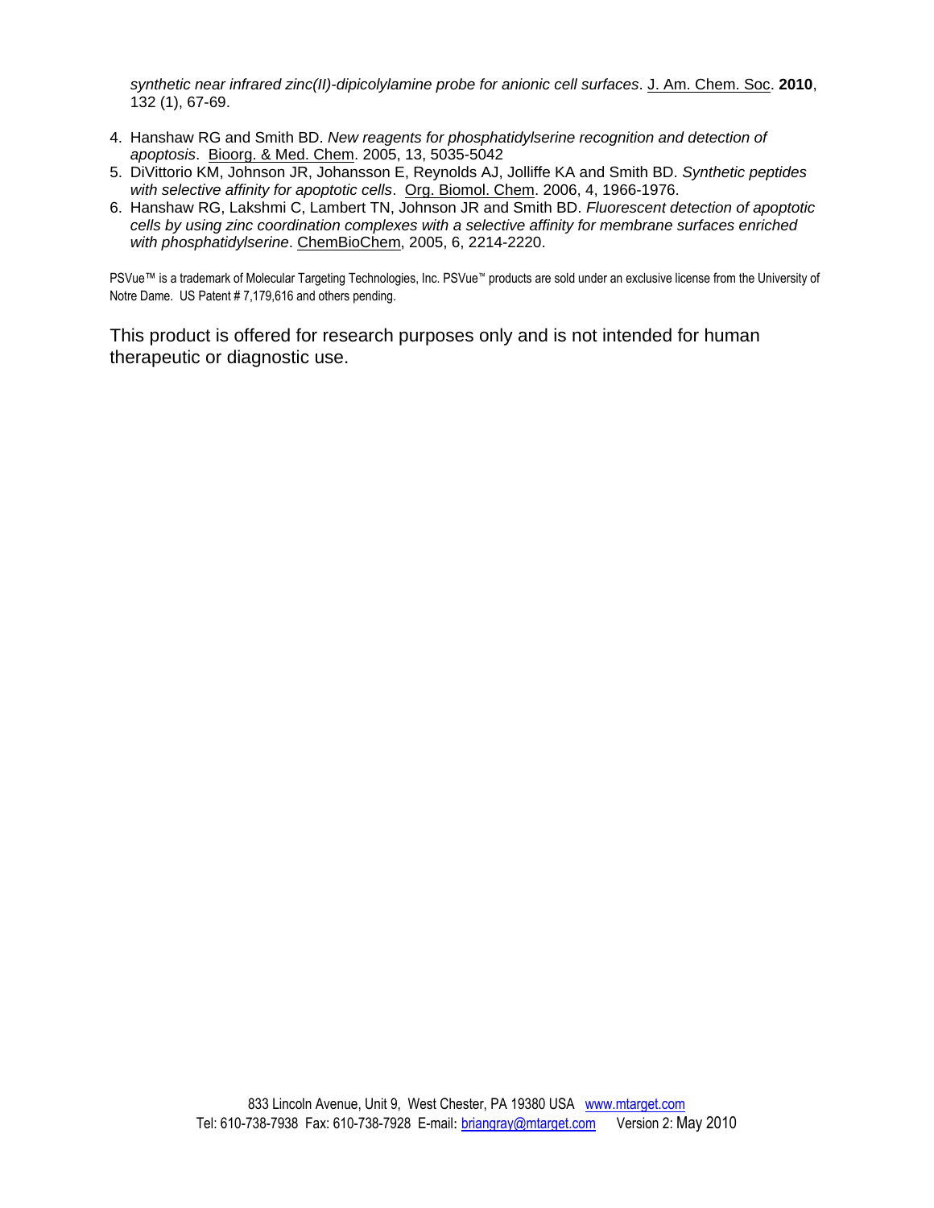*synthetic near infrared zinc(II)-dipicolylamine probe for anionic cell surfaces*. J. Am. Chem. Soc. **2010**, 132 (1), 67-69.

4. Hanshaw RG and Smith BD. *New reagents for phosphatidylserine recognition and detection of apoptosis*. Bioorg. & Med. Chem. 2005, 13, 5035-5042
5. DiVittorio KM, Johnson JR, Johansson E, Reynolds AJ, Jolliffe KA and Smith BD. *Synthetic peptides with selective affinity for apoptotic cells*. Org. Biomol. Chem. 2006, 4, 1966-1976.
6. Hanshaw RG, Lakshmi C, Lambert TN, Johnson JR and Smith BD. *Fluorescent detection of apoptotic cells by using zinc coordination complexes with a selective affinity for membrane surfaces enriched with phosphatidylserine*. ChemBioChem, 2005, 6, 2214-2220.

PSVue™ is a trademark of Molecular Targeting Technologies, Inc. PSVue™ products are sold under an exclusive license from the University of Notre Dame. US Patent # 7,179,616 and others pending.

This product is offered for research purposes only and is not intended for human therapeutic or diagnostic use.

833 Lincoln Avenue, Unit 9, West Chester, PA 19380 USA www.mtarget.com
Tel: 610-738-7938 Fax: 610-738-7928 E-mail: briangray@mtarget.com Version 2: May 2010